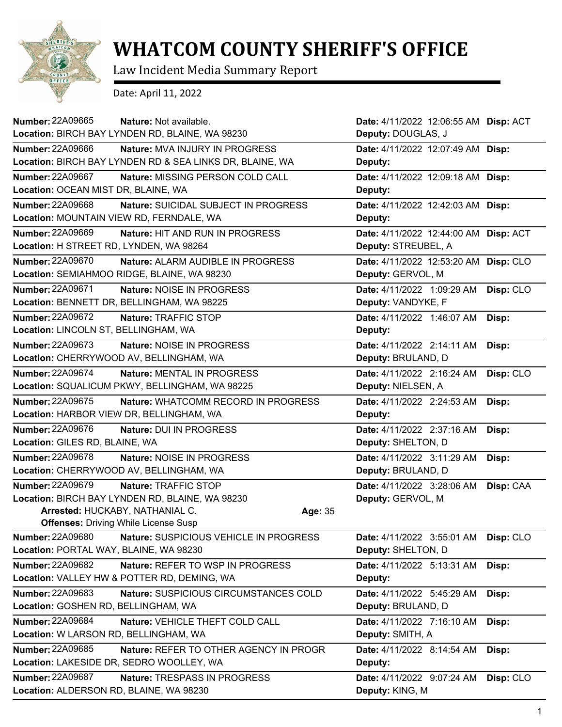# WHATCOM COUNTY SHERIFF'S OFFICE

Law Incident Media Summary Report

Date: April 11, 2022

**Number:** 22A09665 **Nature:** Not available. **Date:** 4/11/2022 12:06:55 AM **Disp:** ACT
**Location:** BIRCH BAY LYNDEN RD, BLAINE, WA 98230 **Deputy:** DOUGLAS, J

---

**Number:** 22A09666 **Nature:** MVA INJURY IN PROGRESS **Date:** 4/11/2022 12:07:49 AM **Disp:**
**Location:** BIRCH BAY LYNDEN RD & SEA LINKS DR, BLAINE, WA **Deputy:**

---

**Number:** 22A09667 **Nature:** MISSING PERSON COLD CALL **Date:** 4/11/2022 12:09:18 AM **Disp:**
**Location:** OCEAN MIST DR, BLAINE, WA **Deputy:**

---

**Number:** 22A09668 **Nature:** SUICIDAL SUBJECT IN PROGRESS **Date:** 4/11/2022 12:42:03 AM **Disp:**
**Location:** MOUNTAIN VIEW RD, FERNDALE, WA **Deputy:**

---

**Number:** 22A09669 **Nature:** HIT AND RUN IN PROGRESS **Date:** 4/11/2022 12:44:00 AM **Disp:** ACT
**Location:** H STREET RD, LYNDEN, WA 98264 **Deputy:** STREUBEL, A

---

**Number:** 22A09670 **Nature:** ALARM AUDIBLE IN PROGRESS **Date:** 4/11/2022 12:53:20 AM **Disp:** CLO
**Location:** SEMIAHMOO RIDGE, BLAINE, WA 98230 **Deputy:** GERVOL, M

---

**Number:** 22A09671 **Nature:** NOISE IN PROGRESS **Date:** 4/11/2022 1:09:29 AM **Disp:** CLO
**Location:** BENNETT DR, BELLINGHAM, WA 98225 **Deputy:** VANDYKE, F

---

**Number:** 22A09672 **Nature:** TRAFFIC STOP **Date:** 4/11/2022 1:46:07 AM **Disp:**
**Location:** LINCOLN ST, BELLINGHAM, WA **Deputy:**

---

**Number:** 22A09673 **Nature:** NOISE IN PROGRESS **Date:** 4/11/2022 2:14:11 AM **Disp:**
**Location:** CHERRYWOOD AV, BELLINGHAM, WA **Deputy:** BRULAND, D

---

**Number:** 22A09674 **Nature:** MENTAL IN PROGRESS **Date:** 4/11/2022 2:16:24 AM **Disp:** CLO
**Location:** SQUALICUM PKWY, BELLINGHAM, WA 98225 **Deputy:** NIELSEN, A

---

**Number:** 22A09675 **Nature:** WHATCOMM RECORD IN PROGRESS **Date:** 4/11/2022 2:24:53 AM **Disp:**
**Location:** HARBOR VIEW DR, BELLINGHAM, WA **Deputy:**

---

**Number:** 22A09676 **Nature:** DUI IN PROGRESS **Date:** 4/11/2022 2:37:16 AM **Disp:**
**Location:** GILES RD, BLAINE, WA **Deputy:** SHELTON, D

---

**Number:** 22A09678 **Nature:** NOISE IN PROGRESS **Date:** 4/11/2022 3:11:29 AM **Disp:**
**Location:** CHERRYWOOD AV, BELLINGHAM, WA **Deputy:** BRULAND, D

---

**Number:** 22A09679 **Nature:** TRAFFIC STOP **Date:** 4/11/2022 3:28:06 AM **Disp:** CAA
**Location:** BIRCH BAY LYNDEN RD, BLAINE, WA 98230 **Deputy:** GERVOL, M
**Arrested:** HUCKABY, NATHANIAL C. **Age:** 35
**Offenses:** Driving While License Susp

---

**Number:** 22A09680 **Nature:** SUSPICIOUS VEHICLE IN PROGRESS **Date:** 4/11/2022 3:55:01 AM **Disp:** CLO
**Location:** PORTAL WAY, BLAINE, WA 98230 **Deputy:** SHELTON, D

---

**Number:** 22A09682 **Nature:** REFER TO WSP IN PROGRESS **Date:** 4/11/2022 5:13:31 AM **Disp:**
**Location:** VALLEY HW & POTTER RD, DEMING, WA **Deputy:**

---

**Number:** 22A09683 **Nature:** SUSPICIOUS CIRCUMSTANCES COLD **Date:** 4/11/2022 5:45:29 AM **Disp:**
**Location:** GOSHEN RD, BELLINGHAM, WA **Deputy:** BRULAND, D

---

**Number:** 22A09684 **Nature:** VEHICLE THEFT COLD CALL **Date:** 4/11/2022 7:16:10 AM **Disp:**
**Location:** W LARSON RD, BELLINGHAM, WA **Deputy:** SMITH, A

---

**Number:** 22A09685 **Nature:** REFER TO OTHER AGENCY IN PROGR **Date:** 4/11/2022 8:14:54 AM **Disp:**
**Location:** LAKESIDE DR, SEDRO WOOLLEY, WA **Deputy:**

---

**Number:** 22A09687 **Nature:** TRESPASS IN PROGRESS **Date:** 4/11/2022 9:07:24 AM **Disp:** CLO
**Location:** ALDERSON RD, BLAINE, WA 98230 **Deputy:** KING, M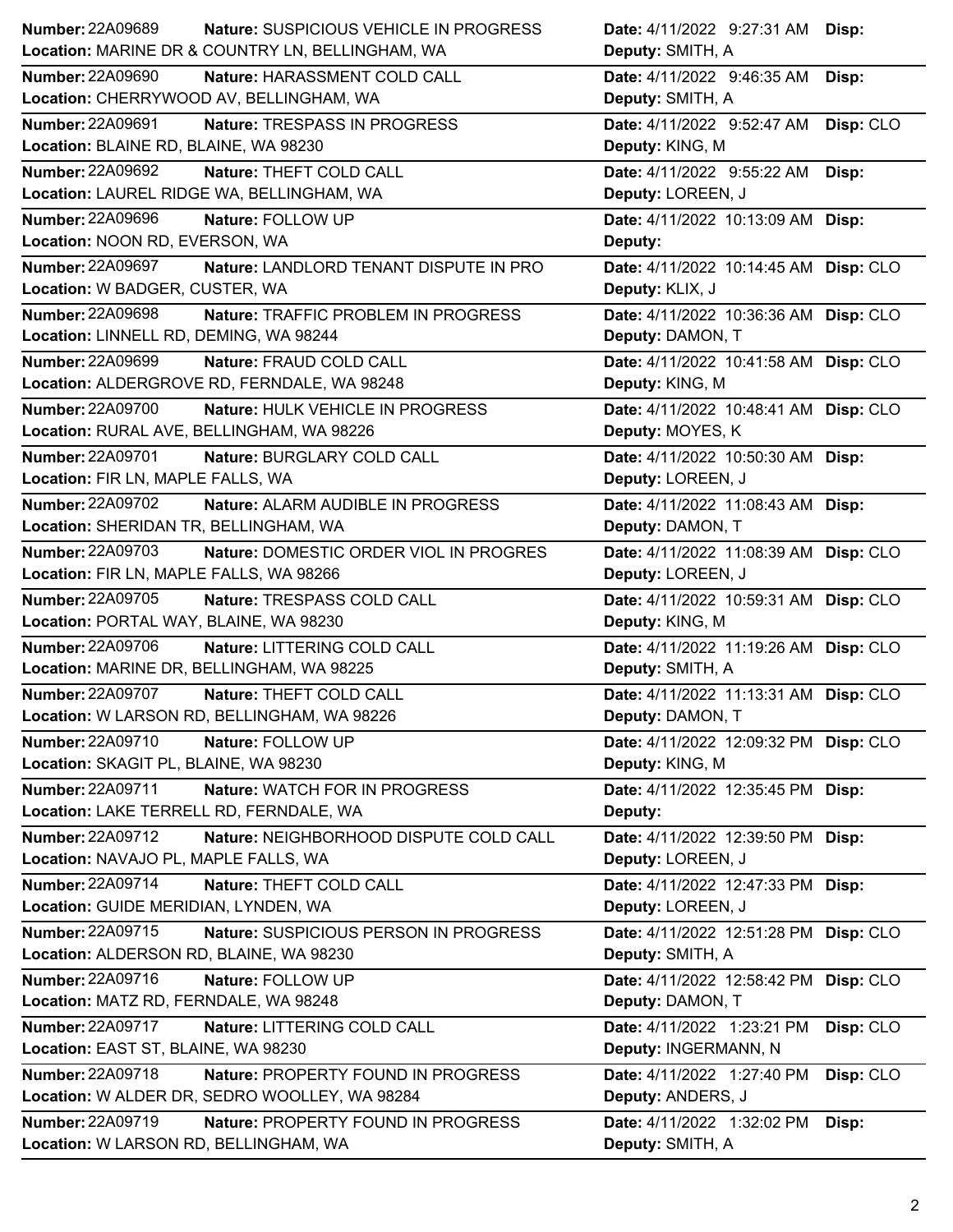| Number | Nature | Location | Date | Deputy | Disp |
|---|---|---|---|---|---|
| 22A09689 | SUSPICIOUS VEHICLE IN PROGRESS | MARINE DR & COUNTRY LN, BELLINGHAM, WA | 4/11/2022 9:27:31 AM | SMITH, A | |
| 22A09690 | HARASSMENT COLD CALL | CHERRYWOOD AV, BELLINGHAM, WA | 4/11/2022 9:46:35 AM | SMITH, A | |
| 22A09691 | TRESPASS IN PROGRESS | BLAINE RD, BLAINE, WA 98230 | 4/11/2022 9:52:47 AM | KING, M | CLO |
| 22A09692 | THEFT COLD CALL | LAUREL RIDGE WA, BELLINGHAM, WA | 4/11/2022 9:55:22 AM | LOREEN, J | |
| 22A09696 | FOLLOW UP | NOON RD, EVERSON, WA | 4/11/2022 10:13:09 AM | | |
| 22A09697 | LANDLORD TENANT DISPUTE IN PRO | W BADGER, CUSTER, WA | 4/11/2022 10:14:45 AM | KLIX, J | CLO |
| 22A09698 | TRAFFIC PROBLEM IN PROGRESS | LINNELL RD, DEMING, WA 98244 | 4/11/2022 10:36:36 AM | DAMON, T | CLO |
| 22A09699 | FRAUD COLD CALL | ALDERGROVE RD, FERNDALE, WA 98248 | 4/11/2022 10:41:58 AM | KING, M | CLO |
| 22A09700 | HULK VEHICLE IN PROGRESS | RURAL AVE, BELLINGHAM, WA 98226 | 4/11/2022 10:48:41 AM | MOYES, K | CLO |
| 22A09701 | BURGLARY COLD CALL | FIR LN, MAPLE FALLS, WA | 4/11/2022 10:50:30 AM | LOREEN, J | |
| 22A09702 | ALARM AUDIBLE IN PROGRESS | SHERIDAN TR, BELLINGHAM, WA | 4/11/2022 11:08:43 AM | DAMON, T | |
| 22A09703 | DOMESTIC ORDER VIOL IN PROGRES | FIR LN, MAPLE FALLS, WA 98266 | 4/11/2022 11:08:39 AM | LOREEN, J | CLO |
| 22A09705 | TRESPASS COLD CALL | PORTAL WAY, BLAINE, WA 98230 | 4/11/2022 10:59:31 AM | KING, M | CLO |
| 22A09706 | LITTERING COLD CALL | MARINE DR, BELLINGHAM, WA 98225 | 4/11/2022 11:19:26 AM | SMITH, A | CLO |
| 22A09707 | THEFT COLD CALL | W LARSON RD, BELLINGHAM, WA 98226 | 4/11/2022 11:13:31 AM | DAMON, T | CLO |
| 22A09710 | FOLLOW UP | SKAGIT PL, BLAINE, WA 98230 | 4/11/2022 12:09:32 PM | KING, M | CLO |
| 22A09711 | WATCH FOR IN PROGRESS | LAKE TERRELL RD, FERNDALE, WA | 4/11/2022 12:35:45 PM | | |
| 22A09712 | NEIGHBORHOOD DISPUTE COLD CALL | NAVAJO PL, MAPLE FALLS, WA | 4/11/2022 12:39:50 PM | LOREEN, J | |
| 22A09714 | THEFT COLD CALL | GUIDE MERIDIAN, LYNDEN, WA | 4/11/2022 12:47:33 PM | LOREEN, J | |
| 22A09715 | SUSPICIOUS PERSON IN PROGRESS | ALDERSON RD, BLAINE, WA 98230 | 4/11/2022 12:51:28 PM | SMITH, A | CLO |
| 22A09716 | FOLLOW UP | MATZ RD, FERNDALE, WA 98248 | 4/11/2022 12:58:42 PM | DAMON, T | CLO |
| 22A09717 | LITTERING COLD CALL | EAST ST, BLAINE, WA 98230 | 4/11/2022 1:23:21 PM | INGERMANN, N | CLO |
| 22A09718 | PROPERTY FOUND IN PROGRESS | W ALDER DR, SEDRO WOOLLEY, WA 98284 | 4/11/2022 1:27:40 PM | ANDERS, J | CLO |
| 22A09719 | PROPERTY FOUND IN PROGRESS | W LARSON RD, BELLINGHAM, WA | 4/11/2022 1:32:02 PM | SMITH, A | |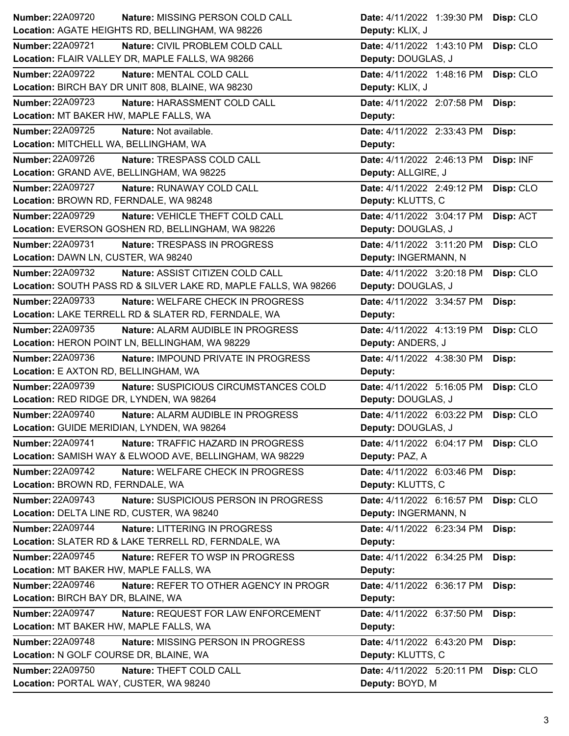**Number:** 22A09720 **Nature:** MISSING PERSON COLD CALL **Date:** 4/11/2022 1:39:30 PM **Disp:** CLO
**Location:** AGATE HEIGHTS RD, BELLINGHAM, WA 98226 **Deputy:** KLIX, J

---

**Number:** 22A09721 **Nature:** CIVIL PROBLEM COLD CALL **Date:** 4/11/2022 1:43:10 PM **Disp:** CLO
**Location:** FLAIR VALLEY DR, MAPLE FALLS, WA 98266 **Deputy:** DOUGLAS, J

---

**Number:** 22A09722 **Nature:** MENTAL COLD CALL **Date:** 4/11/2022 1:48:16 PM **Disp:** CLO
**Location:** BIRCH BAY DR UNIT 808, BLAINE, WA 98230 **Deputy:** KLIX, J

---

**Number:** 22A09723 **Nature:** HARASSMENT COLD CALL **Date:** 4/11/2022 2:07:58 PM **Disp:**
**Location:** MT BAKER HW, MAPLE FALLS, WA **Deputy:**

---

**Number:** 22A09725 **Nature:** Not available. **Date:** 4/11/2022 2:33:43 PM **Disp:**
**Location:** MITCHELL WA, BELLINGHAM, WA **Deputy:**

---

**Number:** 22A09726 **Nature:** TRESPASS COLD CALL **Date:** 4/11/2022 2:46:13 PM **Disp:** INF
**Location:** GRAND AVE, BELLINGHAM, WA 98225 **Deputy:** ALLGIRE, J

---

**Number:** 22A09727 **Nature:** RUNAWAY COLD CALL **Date:** 4/11/2022 2:49:12 PM **Disp:** CLO
**Location:** BROWN RD, FERNDALE, WA 98248 **Deputy:** KLUTTS, C

---

**Number:** 22A09729 **Nature:** VEHICLE THEFT COLD CALL **Date:** 4/11/2022 3:04:17 PM **Disp:** ACT
**Location:** EVERSON GOSHEN RD, BELLINGHAM, WA 98226 **Deputy:** DOUGLAS, J

---

**Number:** 22A09731 **Nature:** TRESPASS IN PROGRESS **Date:** 4/11/2022 3:11:20 PM **Disp:** CLO
**Location:** DAWN LN, CUSTER, WA 98240 **Deputy:** INGERMANN, N

---

**Number:** 22A09732 **Nature:** ASSIST CITIZEN COLD CALL **Date:** 4/11/2022 3:20:18 PM **Disp:** CLO
**Location:** SOUTH PASS RD & SILVER LAKE RD, MAPLE FALLS, WA 98266 **Deputy:** DOUGLAS, J

---

**Number:** 22A09733 **Nature:** WELFARE CHECK IN PROGRESS **Date:** 4/11/2022 3:34:57 PM **Disp:**
**Location:** LAKE TERRELL RD & SLATER RD, FERNDALE, WA **Deputy:**

---

**Number:** 22A09735 **Nature:** ALARM AUDIBLE IN PROGRESS **Date:** 4/11/2022 4:13:19 PM **Disp:** CLO
**Location:** HERON POINT LN, BELLINGHAM, WA 98229 **Deputy:** ANDERS, J

---

**Number:** 22A09736 **Nature:** IMPOUND PRIVATE IN PROGRESS **Date:** 4/11/2022 4:38:30 PM **Disp:**
**Location:** E AXTON RD, BELLINGHAM, WA **Deputy:**

---

**Number:** 22A09739 **Nature:** SUSPICIOUS CIRCUMSTANCES COLD **Date:** 4/11/2022 5:16:05 PM **Disp:** CLO
**Location:** RED RIDGE DR, LYNDEN, WA 98264 **Deputy:** DOUGLAS, J

---

**Number:** 22A09740 **Nature:** ALARM AUDIBLE IN PROGRESS **Date:** 4/11/2022 6:03:22 PM **Disp:** CLO
**Location:** GUIDE MERIDIAN, LYNDEN, WA 98264 **Deputy:** DOUGLAS, J

---

**Number:** 22A09741 **Nature:** TRAFFIC HAZARD IN PROGRESS **Date:** 4/11/2022 6:04:17 PM **Disp:** CLO
**Location:** SAMISH WAY & ELWOOD AVE, BELLINGHAM, WA 98229 **Deputy:** PAZ, A

---

**Number:** 22A09742 **Nature:** WELFARE CHECK IN PROGRESS **Date:** 4/11/2022 6:03:46 PM **Disp:**
**Location:** BROWN RD, FERNDALE, WA **Deputy:** KLUTTS, C

---

**Number:** 22A09743 **Nature:** SUSPICIOUS PERSON IN PROGRESS **Date:** 4/11/2022 6:16:57 PM **Disp:** CLO
**Location:** DELTA LINE RD, CUSTER, WA 98240 **Deputy:** INGERMANN, N

---

**Number:** 22A09744 **Nature:** LITTERING IN PROGRESS **Date:** 4/11/2022 6:23:34 PM **Disp:**
**Location:** SLATER RD & LAKE TERRELL RD, FERNDALE, WA **Deputy:**

---

**Number:** 22A09745 **Nature:** REFER TO WSP IN PROGRESS **Date:** 4/11/2022 6:34:25 PM **Disp:**
**Location:** MT BAKER HW, MAPLE FALLS, WA **Deputy:**

---

**Number:** 22A09746 **Nature:** REFER TO OTHER AGENCY IN PROGR **Date:** 4/11/2022 6:36:17 PM **Disp:**
**Location:** BIRCH BAY DR, BLAINE, WA **Deputy:**

---

**Number:** 22A09747 **Nature:** REQUEST FOR LAW ENFORCEMENT **Date:** 4/11/2022 6:37:50 PM **Disp:**
**Location:** MT BAKER HW, MAPLE FALLS, WA **Deputy:**

---

**Number:** 22A09748 **Nature:** MISSING PERSON IN PROGRESS **Date:** 4/11/2022 6:43:20 PM **Disp:**
**Location:** N GOLF COURSE DR, BLAINE, WA **Deputy:** KLUTTS, C

---

**Number:** 22A09750 **Nature:** THEFT COLD CALL **Date:** 4/11/2022 5:20:11 PM **Disp:** CLO
**Location:** PORTAL WAY, CUSTER, WA 98240 **Deputy:** BOYD, M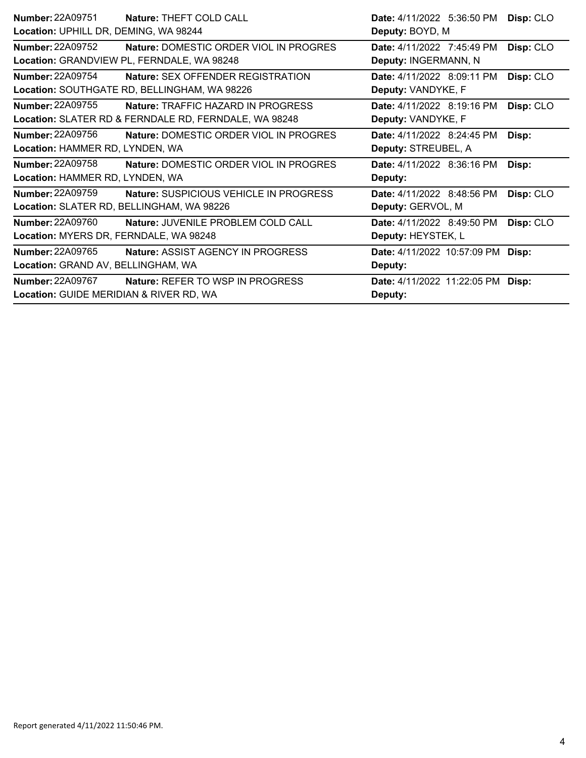**Number:** 22A09751 **Nature:** THEFT COLD CALL **Date:** 4/11/2022 5:36:50 PM **Disp:** CLO
**Location:** UPHILL DR, DEMING, WA 98244 **Deputy:** BOYD, M

**Number:** 22A09752 **Nature:** DOMESTIC ORDER VIOL IN PROGRES **Date:** 4/11/2022 7:45:49 PM **Disp:** CLO
**Location:** GRANDVIEW PL, FERNDALE, WA 98248 **Deputy:** INGERMANN, N

**Number:** 22A09754 **Nature:** SEX OFFENDER REGISTRATION **Date:** 4/11/2022 8:09:11 PM **Disp:** CLO
**Location:** SOUTHGATE RD, BELLINGHAM, WA 98226 **Deputy:** VANDYKE, F

**Number:** 22A09755 **Nature:** TRAFFIC HAZARD IN PROGRESS **Date:** 4/11/2022 8:19:16 PM **Disp:** CLO
**Location:** SLATER RD & FERNDALE RD, FERNDALE, WA 98248 **Deputy:** VANDYKE, F

**Number:** 22A09756 **Nature:** DOMESTIC ORDER VIOL IN PROGRES **Date:** 4/11/2022 8:24:45 PM **Disp:**
**Location:** HAMMER RD, LYNDEN, WA **Deputy:** STREUBEL, A

**Number:** 22A09758 **Nature:** DOMESTIC ORDER VIOL IN PROGRES **Date:** 4/11/2022 8:36:16 PM **Disp:**
**Location:** HAMMER RD, LYNDEN, WA **Deputy:**

**Number:** 22A09759 **Nature:** SUSPICIOUS VEHICLE IN PROGRESS **Date:** 4/11/2022 8:48:56 PM **Disp:** CLO
**Location:** SLATER RD, BELLINGHAM, WA 98226 **Deputy:** GERVOL, M

**Number:** 22A09760 **Nature:** JUVENILE PROBLEM COLD CALL **Date:** 4/11/2022 8:49:50 PM **Disp:** CLO
**Location:** MYERS DR, FERNDALE, WA 98248 **Deputy:** HEYSTEK, L

**Number:** 22A09765 **Nature:** ASSIST AGENCY IN PROGRESS **Date:** 4/11/2022 10:57:09 PM **Disp:**
**Location:** GRAND AV, BELLINGHAM, WA **Deputy:**

**Number:** 22A09767 **Nature:** REFER TO WSP IN PROGRESS **Date:** 4/11/2022 11:22:05 PM **Disp:**
**Location:** GUIDE MERIDIAN & RIVER RD, WA **Deputy:**

Report generated 4/11/2022 11:50:46 PM.